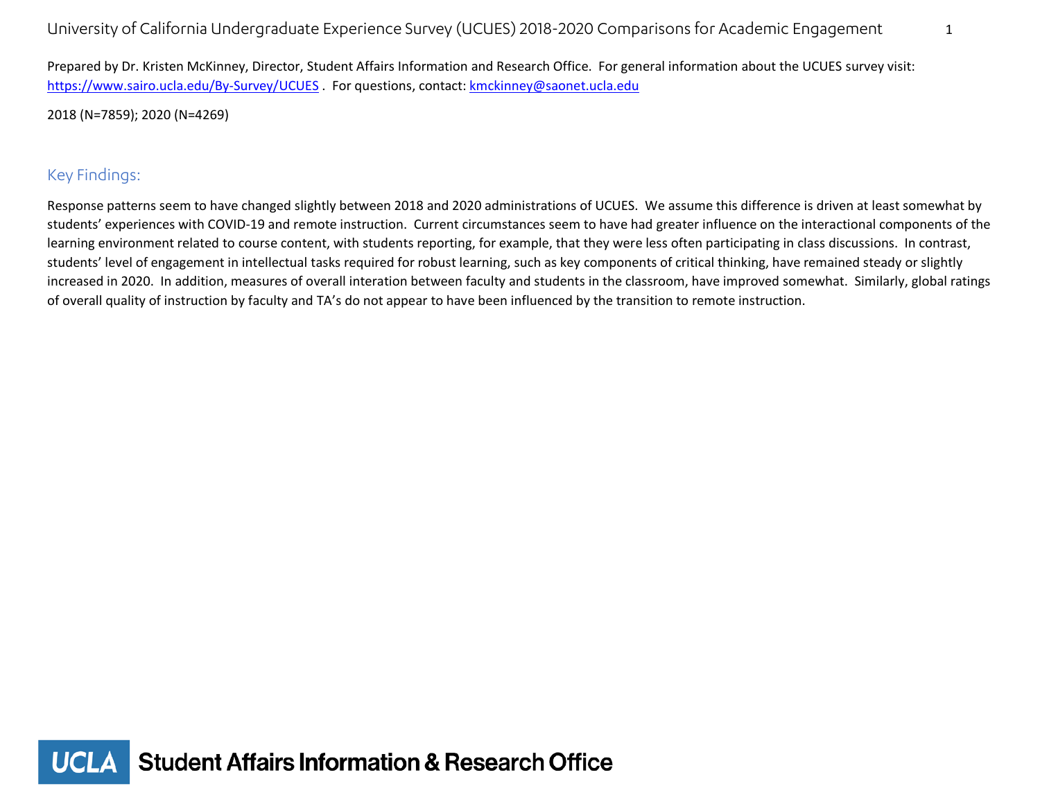# University of California Undergraduate Experience Survey (UCUES) 2018-2020 Comparisons for Academic Engagement

Prepared by Dr. Kristen McKinney, Director, Student Affairs Information and Research Office. For general information about the UCUES survey visit: https://www.sairo.ucla.edu/By-Survey/UCUES . For questions, contact: kmckinney@saonet.ucla.edu

2018 (N=7859); 2020 (N=4269)

## Key Findings:

Response patterns seem to have changed slightly between 2018 and 2020 administrations of UCUES. We assume this difference is driven at least somewhat by students' experiences with COVID-19 and remote instruction. Current circumstances seem to have had greater influence on the interactional components of the learning environment related to course content, with students reporting, for example, that they were less often participating in class discussions. In contrast, students' level of engagement in intellectual tasks required for robust learning, such as key components of critical thinking, have remained steady or slightly increased in 2020. In addition, measures of overall interation between faculty and students in the classroom, have improved somewhat. Similarly, global ratings of overall quality of instruction by faculty and TA's do not appear to have been influenced by the transition to remote instruction.

UCLA Student Affairs Information & Research Office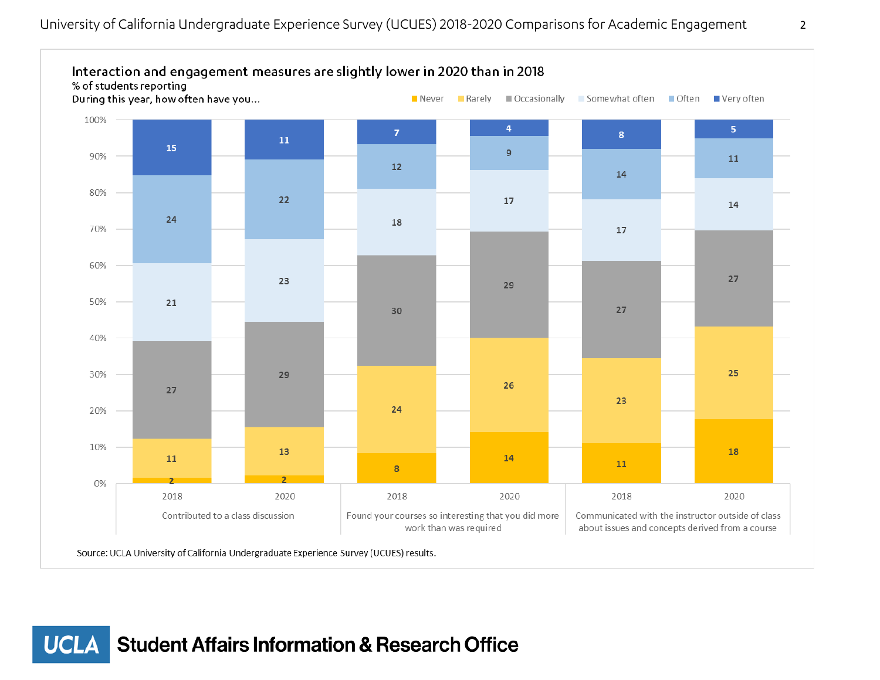## Interaction and engagement measures are slightly lower in 2020 than in 2018

% of students reporting

During this year, how often have you...

| Measure | Year | Never | Rarely | Occasionally | Somewhat often | Often | Very often |
|---|---|---|---|---|---|---|---|
| Contributed to a class discussion | 2018 | 2 | 11 | 27 | 21 | 24 | 15 |
| | 2020 | 2 | 13 | 29 | 23 | 22 | 11 |
| Found your courses so interesting that you did more work than was required | 2018 | 8 | 24 | 30 | 18 | 12 | 7 |
| | 2020 | 14 | 26 | 29 | 17 | 9 | 4 |
| Communicated with the instructor outside of class about issues and concepts derived from a course | 2018 | 11 | 23 | 27 | 17 | 14 | 8 |
| | 2020 | 18 | 25 | 27 | 14 | 11 | 5 |

Source: UCLA University of California Undergraduate Experience Survey (UCUES) results.

**UCLA Student Affairs Information & Research Office**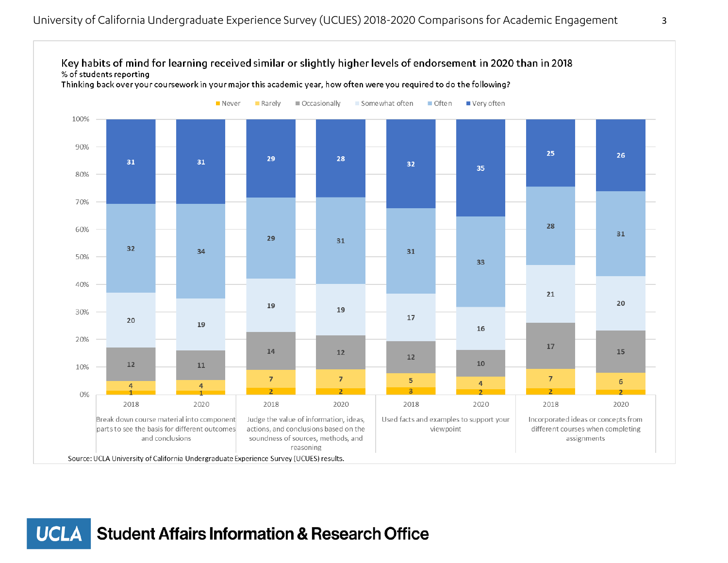**Key habits of mind for learning received similar or slightly higher levels of endorsement in 2020 than in 2018**

% of students reporting

Thinking back over your coursework in your major this academic year, how often were you required to do the following?

| Item | Year | Never | Rarely | Occasionally | Somewhat often | Often | Very often |
|---|---|---|---|---|---|---|---|
| Break down course material into component parts to see the basis for different outcomes and conclusions | 2018 | 1 | 4 | 12 | 20 | 32 | 31 |
| | 2020 | 1 | 4 | 11 | 19 | 34 | 31 |
| Judge the value of information, ideas, actions, and conclusions based on the soundness of sources, methods, and reasoning | 2018 | 2 | 7 | 14 | 19 | 29 | 29 |
| | 2020 | 2 | 7 | 12 | 19 | 31 | 28 |
| Used facts and examples to support your viewpoint | 2018 | 3 | 5 | 12 | 17 | 31 | 32 |
| | 2020 | 2 | 4 | 10 | 16 | 33 | 35 |
| Incorporated ideas or concepts from different courses when completing assignments | 2018 | 2 | 7 | 17 | 21 | 28 | 25 |
| | 2020 | 2 | 6 | 15 | 20 | 31 | 26 |

Source: UCLA University of California Undergraduate Experience Survey (UCUES) results.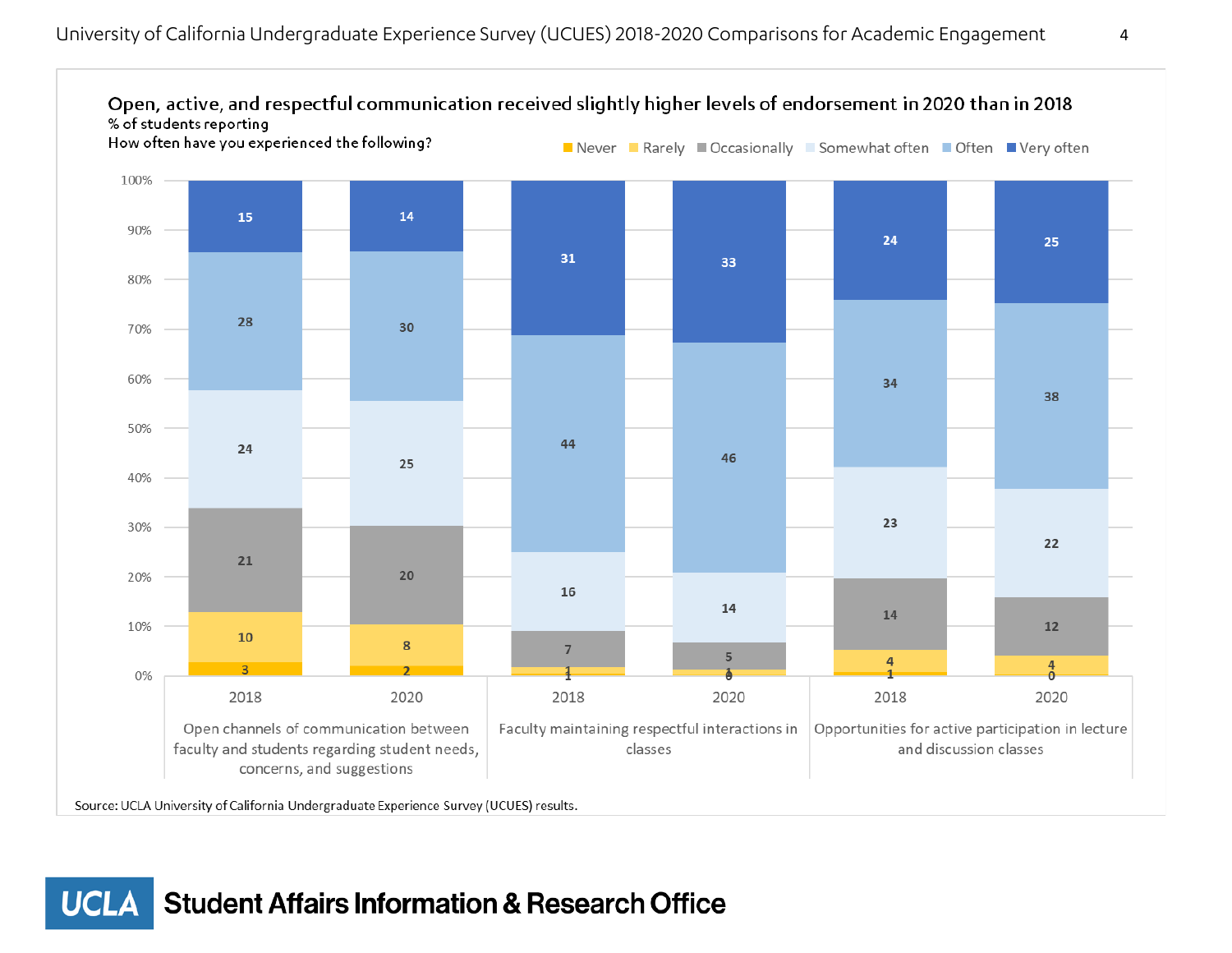## Open, active, and respectful communication received slightly higher levels of endorsement in 2020 than in 2018

% of students reporting

How often have you experienced the following?

| Item | Year | Never | Rarely | Occasionally | Somewhat often | Often | Very often |
|---|---|---|---|---|---|---|---|
| Open channels of communication between faculty and students regarding student needs, concerns, and suggestions | 2018 | 3 | 10 | 21 | 24 | 28 | 15 |
| | 2020 | 2 | 8 | 20 | 25 | 30 | 14 |
| Faculty maintaining respectful interactions in classes | 2018 | 1 | 1 | 7 | 16 | 44 | 31 |
| | 2020 | 0 | 1 | 5 | 14 | 46 | 33 |
| Opportunities for active participation in lecture and discussion classes | 2018 | 1 | 4 | 14 | 23 | 34 | 24 |
| | 2020 | 0 | 4 | 12 | 22 | 38 | 25 |

Source: UCLA University of California Undergraduate Experience Survey (UCUES) results.

**UCLA** Student Affairs Information & Research Office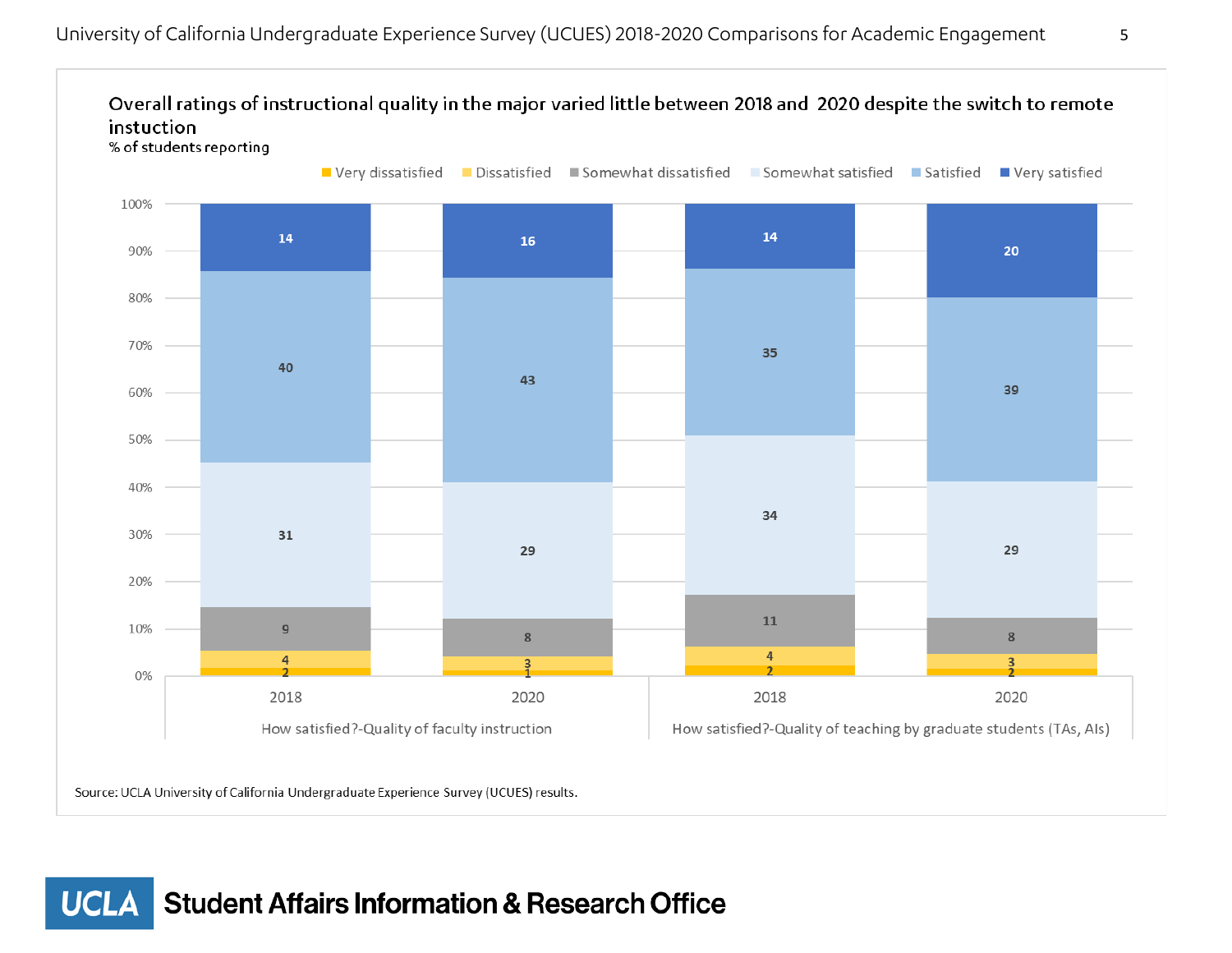## Overall ratings of instructional quality in the major varied little between 2018 and 2020 despite the switch to remote instuction

% of students reporting

Very dissatisfied
Dissatisfied
Somewhat dissatisfied
Somewhat satisfied
Satisfied
Very satisfied

100%
90%
80%
70%
60%
50%
40%
30%
20%
10%
0%

2018
14
40
31
9
4
2

2020
16
43
29
8
3
1

2018
14
35
34
11
4
2

2020
20
39
29
8
3
2

How satisfied?-Quality of faculty instruction

How satisfied?-Quality of teaching by graduate students (TAs, AIs)

Source: UCLA University of California Undergraduate Experience Survey (UCUES) results.

**UCLA** Student Affairs Information & Research Office